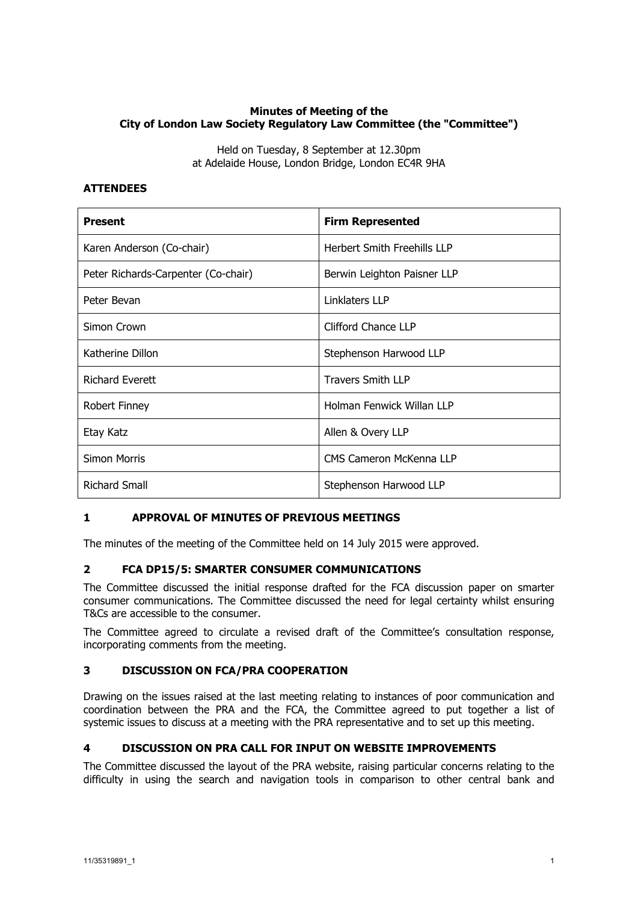**Minutes of Meeting of the**
**City of London Law Society Regulatory Law Committee (the "Committee")**

Held on Tuesday, 8 September at 12.30pm
at Adelaide House, London Bridge, London EC4R 9HA

## ATTENDEES

| Present | Firm Represented |
|---|---|
| Karen Anderson (Co-chair) | Herbert Smith Freehills LLP |
| Peter Richards-Carpenter (Co-chair) | Berwin Leighton Paisner LLP |
| Peter Bevan | Linklaters LLP |
| Simon Crown | Clifford Chance LLP |
| Katherine Dillon | Stephenson Harwood LLP |
| Richard Everett | Travers Smith LLP |
| Robert Finney | Holman Fenwick Willan LLP |
| Etay Katz | Allen & Overy LLP |
| Simon Morris | CMS Cameron McKenna LLP |
| Richard Small | Stephenson Harwood LLP |

## 1 APPROVAL OF MINUTES OF PREVIOUS MEETINGS

The minutes of the meeting of the Committee held on 14 July 2015 were approved.

## 2 FCA DP15/5: SMARTER CONSUMER COMMUNICATIONS

The Committee discussed the initial response drafted for the FCA discussion paper on smarter consumer communications. The Committee discussed the need for legal certainty whilst ensuring T&Cs are accessible to the consumer.

The Committee agreed to circulate a revised draft of the Committee's consultation response, incorporating comments from the meeting.

## 3 DISCUSSION ON FCA/PRA COOPERATION

Drawing on the issues raised at the last meeting relating to instances of poor communication and coordination between the PRA and the FCA, the Committee agreed to put together a list of systemic issues to discuss at a meeting with the PRA representative and to set up this meeting.

## 4 DISCUSSION ON PRA CALL FOR INPUT ON WEBSITE IMPROVEMENTS

The Committee discussed the layout of the PRA website, raising particular concerns relating to the difficulty in using the search and navigation tools in comparison to other central bank and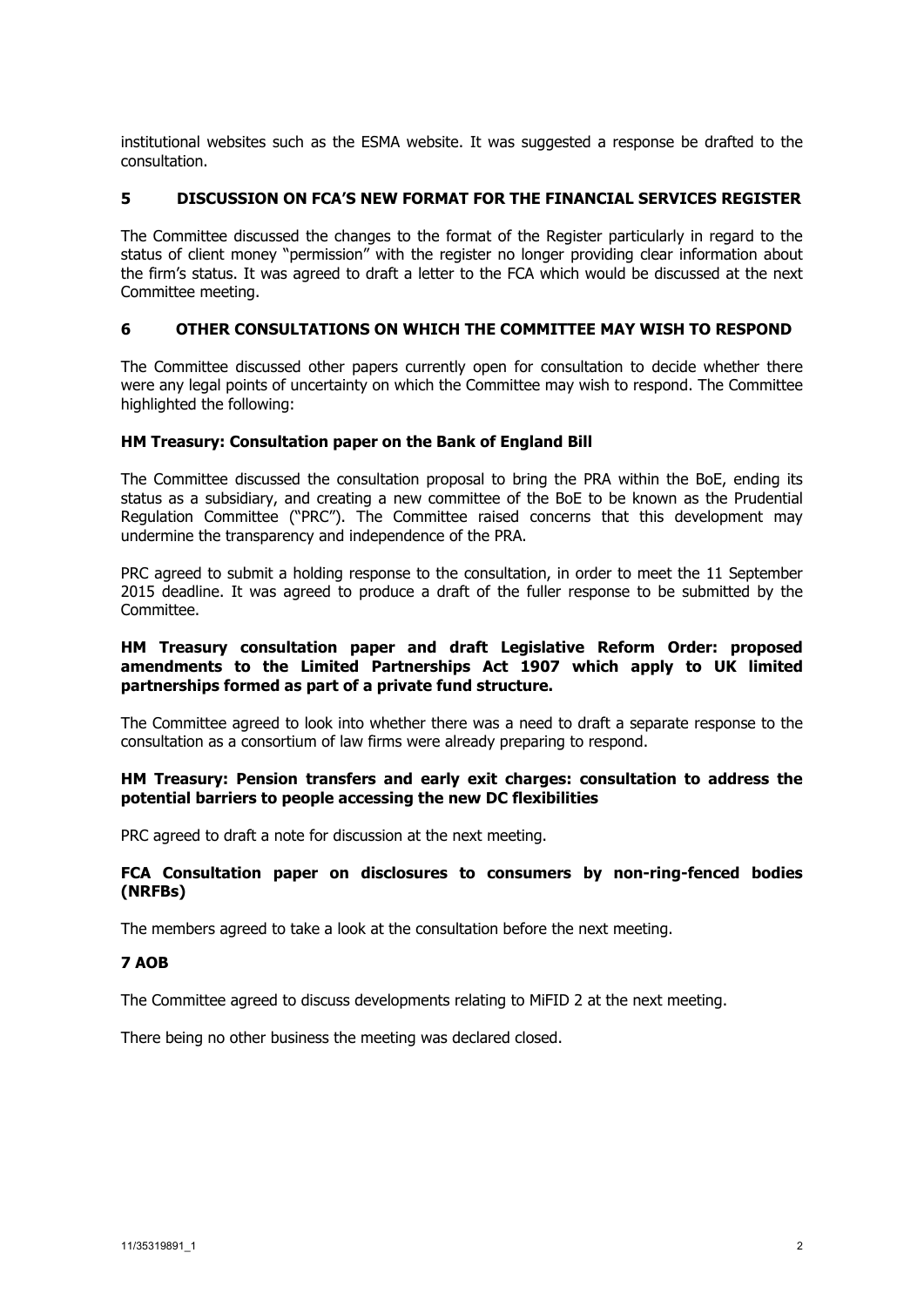institutional websites such as the ESMA website. It was suggested a response be drafted to the consultation.

## 5 DISCUSSION ON FCA'S NEW FORMAT FOR THE FINANCIAL SERVICES REGISTER

The Committee discussed the changes to the format of the Register particularly in regard to the status of client money "permission" with the register no longer providing clear information about the firm's status. It was agreed to draft a letter to the FCA which would be discussed at the next Committee meeting.

## 6 OTHER CONSULTATIONS ON WHICH THE COMMITTEE MAY WISH TO RESPOND

The Committee discussed other papers currently open for consultation to decide whether there were any legal points of uncertainty on which the Committee may wish to respond. The Committee highlighted the following:

### HM Treasury: Consultation paper on the Bank of England Bill

The Committee discussed the consultation proposal to bring the PRA within the BoE, ending its status as a subsidiary, and creating a new committee of the BoE to be known as the Prudential Regulation Committee ("PRC"). The Committee raised concerns that this development may undermine the transparency and independence of the PRA.

PRC agreed to submit a holding response to the consultation, in order to meet the 11 September 2015 deadline. It was agreed to produce a draft of the fuller response to be submitted by the Committee.

### HM Treasury consultation paper and draft Legislative Reform Order: proposed amendments to the Limited Partnerships Act 1907 which apply to UK limited partnerships formed as part of a private fund structure.

The Committee agreed to look into whether there was a need to draft a separate response to the consultation as a consortium of law firms were already preparing to respond.

### HM Treasury: Pension transfers and early exit charges: consultation to address the potential barriers to people accessing the new DC flexibilities

PRC agreed to draft a note for discussion at the next meeting.

### FCA Consultation paper on disclosures to consumers by non-ring-fenced bodies (NRFBs)

The members agreed to take a look at the consultation before the next meeting.

## 7 AOB

The Committee agreed to discuss developments relating to MiFID 2 at the next meeting.

There being no other business the meeting was declared closed.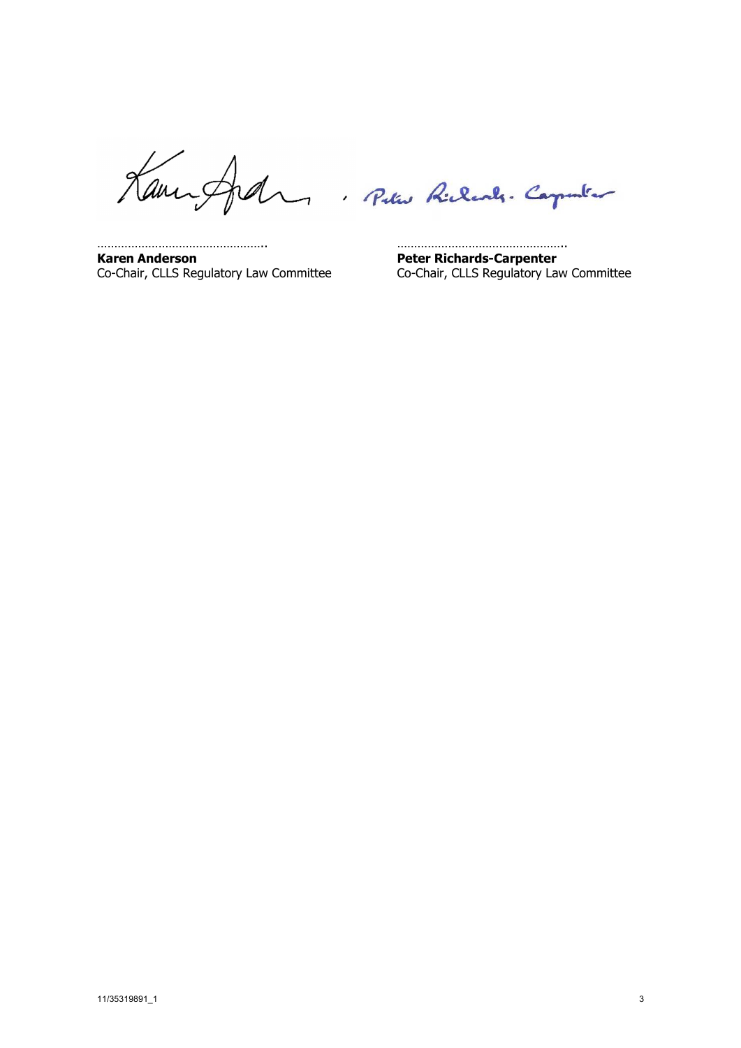…………………………………………..
**Karen Anderson**
Co-Chair, CLLS Regulatory Law Committee

…………………………………………..
**Peter Richards-Carpenter**
Co-Chair, CLLS Regulatory Law Committee

11/35319891_1